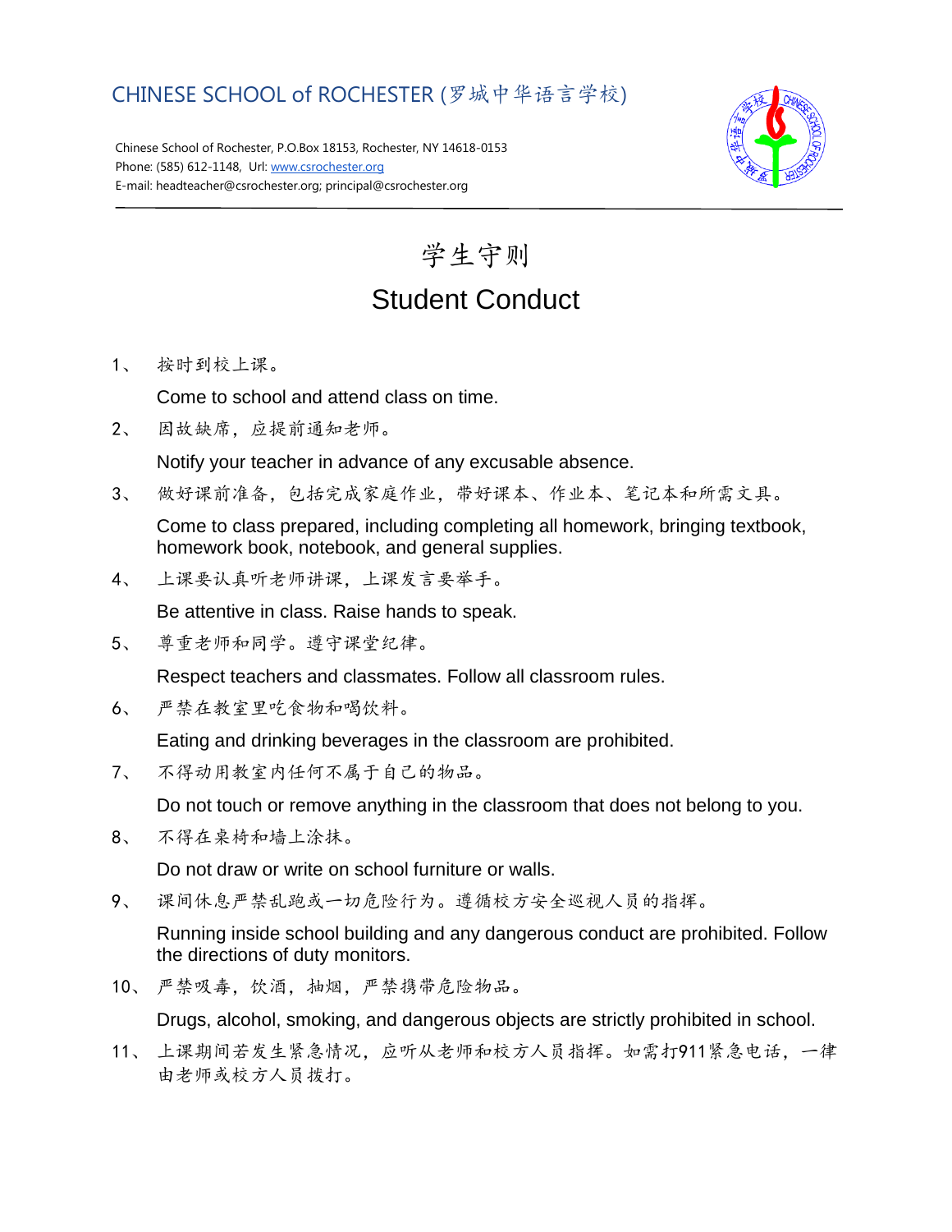# CHINESE SCHOOL of ROCHESTER (罗城中华语言学校)

Chinese School of Rochester, P.O.Box 18153, Rochester, NY 14618-0153
Phone: (585) 612-1148, Url: www.csrochester.org
E-mail: headteacher@csrochester.org; principal@csrochester.org

## 学生守则

## Student Conduct

1、 按时到校上课。

   Come to school and attend class on time.

2、 因故缺席，应提前通知老师。

   Notify your teacher in advance of any excusable absence.

3、 做好课前准备，包括完成家庭作业，带好课本、作业本、笔记本和所需文具。

   Come to class prepared, including completing all homework, bringing textbook, homework book, notebook, and general supplies.

4、 上课要认真听老师讲课，上课发言要举手。

   Be attentive in class. Raise hands to speak.

5、 尊重老师和同学。遵守课堂纪律。

   Respect teachers and classmates. Follow all classroom rules.

6、 严禁在教室里吃食物和喝饮料。

   Eating and drinking beverages in the classroom are prohibited.

7、 不得动用教室内任何不属于自己的物品。

   Do not touch or remove anything in the classroom that does not belong to you.

8、 不得在桌椅和墙上涂抹。

   Do not draw or write on school furniture or walls.

9、 课间休息严禁乱跑或一切危险行为。遵循校方安全巡视人员的指挥。

   Running inside school building and any dangerous conduct are prohibited. Follow the directions of duty monitors.

10、 严禁吸毒，饮酒，抽烟，严禁携带危险物品。

   Drugs, alcohol, smoking, and dangerous objects are strictly prohibited in school.

11、 上课期间若发生紧急情况，应听从老师和校方人员指挥。如需打911紧急电话，一律由老师或校方人员拨打。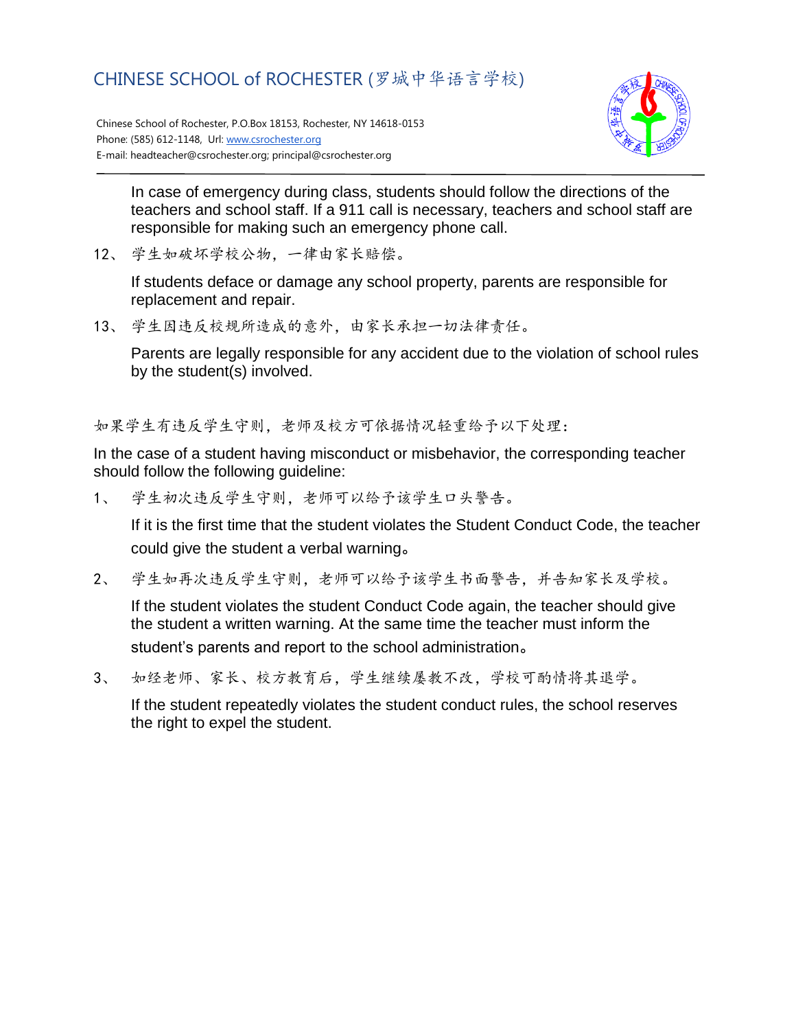In case of emergency during class, students should follow the directions of the teachers and school staff. If a 911 call is necessary, teachers and school staff are responsible for making such an emergency phone call.

12、 学生如破坏学校公物，一律由家长赔偿。

If students deface or damage any school property, parents are responsible for replacement and repair.

13、 学生因违反校规所造成的意外，由家长承担一切法律责任。

Parents are legally responsible for any accident due to the violation of school rules by the student(s) involved.

如果学生有违反学生守则，老师及校方可依据情况轻重给予以下处理：

In the case of a student having misconduct or misbehavior, the corresponding teacher should follow the following guideline:

1、 学生初次违反学生守则，老师可以给予该学生口头警告。

If it is the first time that the student violates the Student Conduct Code, the teacher could give the student a verbal warning。

2、 学生如再次违反学生守则，老师可以给予该学生书面警告，并告知家长及学校。

If the student violates the student Conduct Code again, the teacher should give the student a written warning. At the same time the teacher must inform the student's parents and report to the school administration。

3、 如经老师、家长、校方教育后，学生继续屡教不改，学校可酌情将其退学。

If the student repeatedly violates the student conduct rules, the school reserves the right to expel the student.